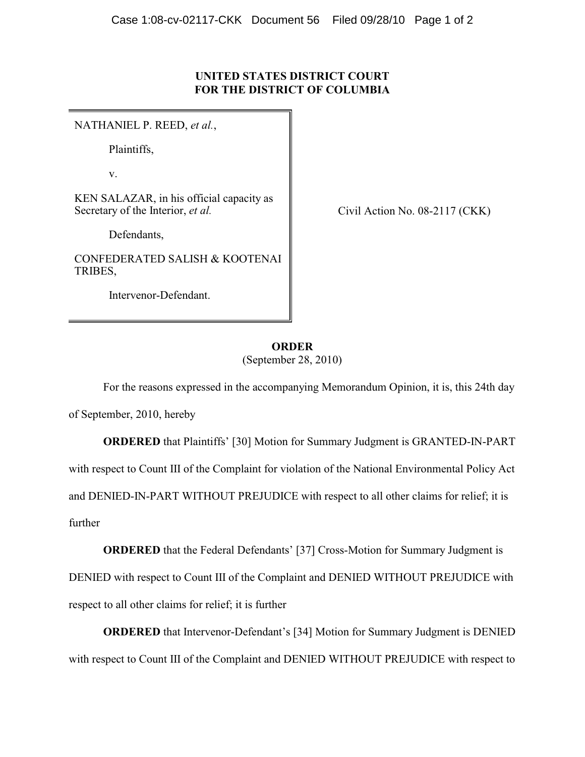**UNITED STATES DISTRICT COURT**
**FOR THE DISTRICT OF COLUMBIA**

NATHANIEL P. REED, *et al.*,

Plaintiffs,

v.

KEN SALAZAR, in his official capacity as Secretary of the Interior, *et al.*

Defendants,

CONFEDERATED SALISH & KOOTENAI TRIBES,

Intervenor-Defendant.

Civil Action No. 08-2117 (CKK)

**ORDER**

(September 28, 2010)

For the reasons expressed in the accompanying Memorandum Opinion, it is, this 24th day of September, 2010, hereby

**ORDERED** that Plaintiffs' [30] Motion for Summary Judgment is GRANTED-IN-PART with respect to Count III of the Complaint for violation of the National Environmental Policy Act and DENIED-IN-PART WITHOUT PREJUDICE with respect to all other claims for relief; it is further

**ORDERED** that the Federal Defendants' [37] Cross-Motion for Summary Judgment is DENIED with respect to Count III of the Complaint and DENIED WITHOUT PREJUDICE with respect to all other claims for relief; it is further

**ORDERED** that Intervenor-Defendant's [34] Motion for Summary Judgment is DENIED with respect to Count III of the Complaint and DENIED WITHOUT PREJUDICE with respect to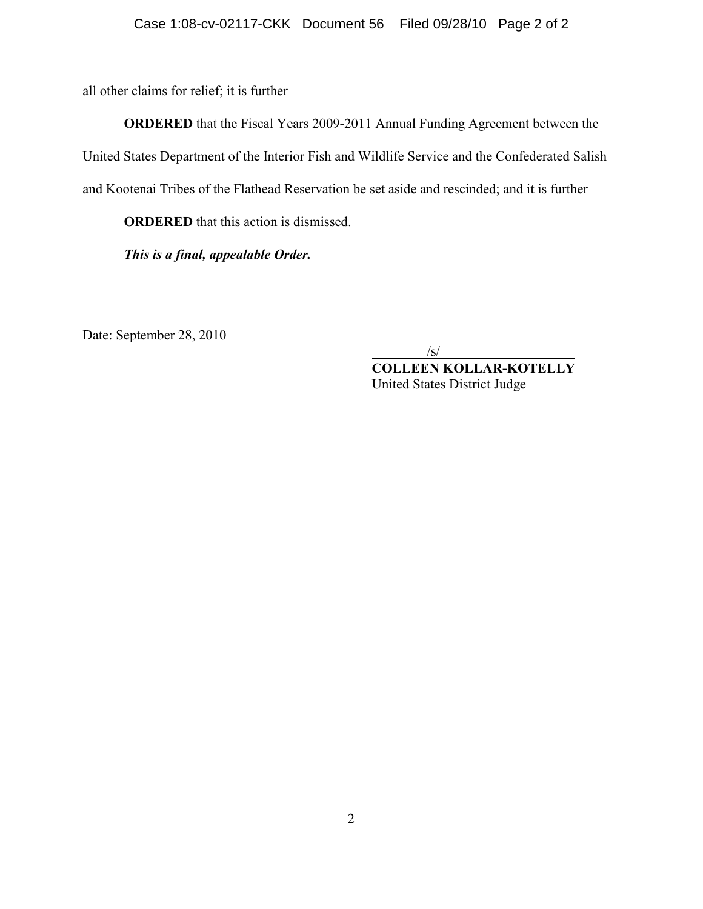all other claims for relief; it is further

**ORDERED** that the Fiscal Years 2009-2011 Annual Funding Agreement between the United States Department of the Interior Fish and Wildlife Service and the Confederated Salish and Kootenai Tribes of the Flathead Reservation be set aside and rescinded; and it is further

**ORDERED** that this action is dismissed.

***This is a final, appealable Order.***

Date: September 28, 2010

/s/
**COLLEEN KOLLAR-KOTELLY**
United States District Judge